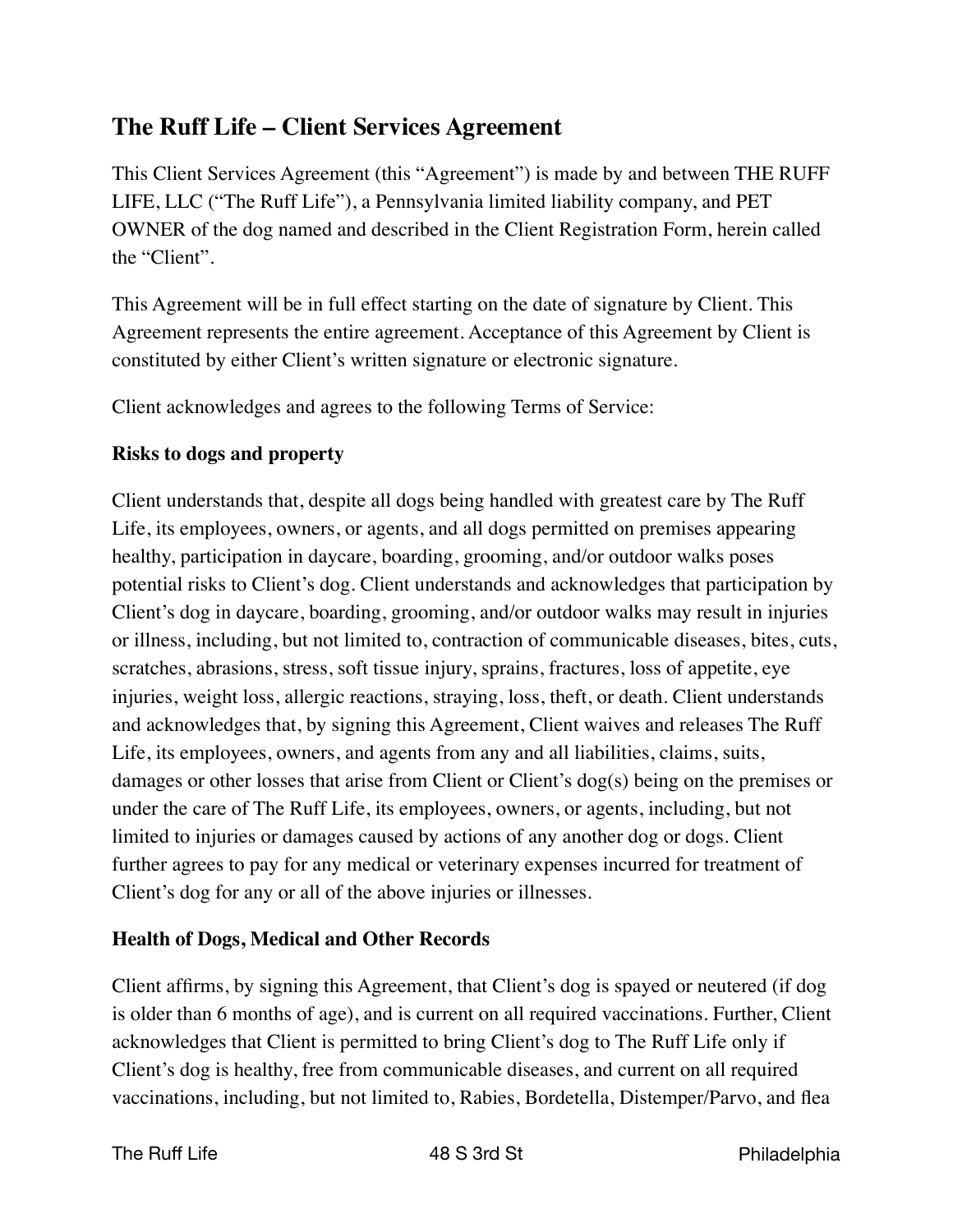## The Ruff Life – Client Services Agreement

This Client Services Agreement (this "Agreement") is made by and between THE RUFF LIFE, LLC ("The Ruff Life"), a Pennsylvania limited liability company, and PET OWNER of the dog named and described in the Client Registration Form, herein called the "Client".

This Agreement will be in full effect starting on the date of signature by Client. This Agreement represents the entire agreement. Acceptance of this Agreement by Client is constituted by either Client's written signature or electronic signature.

Client acknowledges and agrees to the following Terms of Service:

### Risks to dogs and property

Client understands that, despite all dogs being handled with greatest care by The Ruff Life, its employees, owners, or agents, and all dogs permitted on premises appearing healthy, participation in daycare, boarding, grooming, and/or outdoor walks poses potential risks to Client's dog. Client understands and acknowledges that participation by Client's dog in daycare, boarding, grooming, and/or outdoor walks may result in injuries or illness, including, but not limited to, contraction of communicable diseases, bites, cuts, scratches, abrasions, stress, soft tissue injury, sprains, fractures, loss of appetite, eye injuries, weight loss, allergic reactions, straying, loss, theft, or death. Client understands and acknowledges that, by signing this Agreement, Client waives and releases The Ruff Life, its employees, owners, and agents from any and all liabilities, claims, suits, damages or other losses that arise from Client or Client's dog(s) being on the premises or under the care of The Ruff Life, its employees, owners, or agents, including, but not limited to injuries or damages caused by actions of any another dog or dogs. Client further agrees to pay for any medical or veterinary expenses incurred for treatment of Client's dog for any or all of the above injuries or illnesses.

### Health of Dogs, Medical and Other Records

Client affirms, by signing this Agreement, that Client's dog is spayed or neutered (if dog is older than 6 months of age), and is current on all required vaccinations. Further, Client acknowledges that Client is permitted to bring Client's dog to The Ruff Life only if Client's dog is healthy, free from communicable diseases, and current on all required vaccinations, including, but not limited to, Rabies, Bordetella, Distemper/Parvo, and flea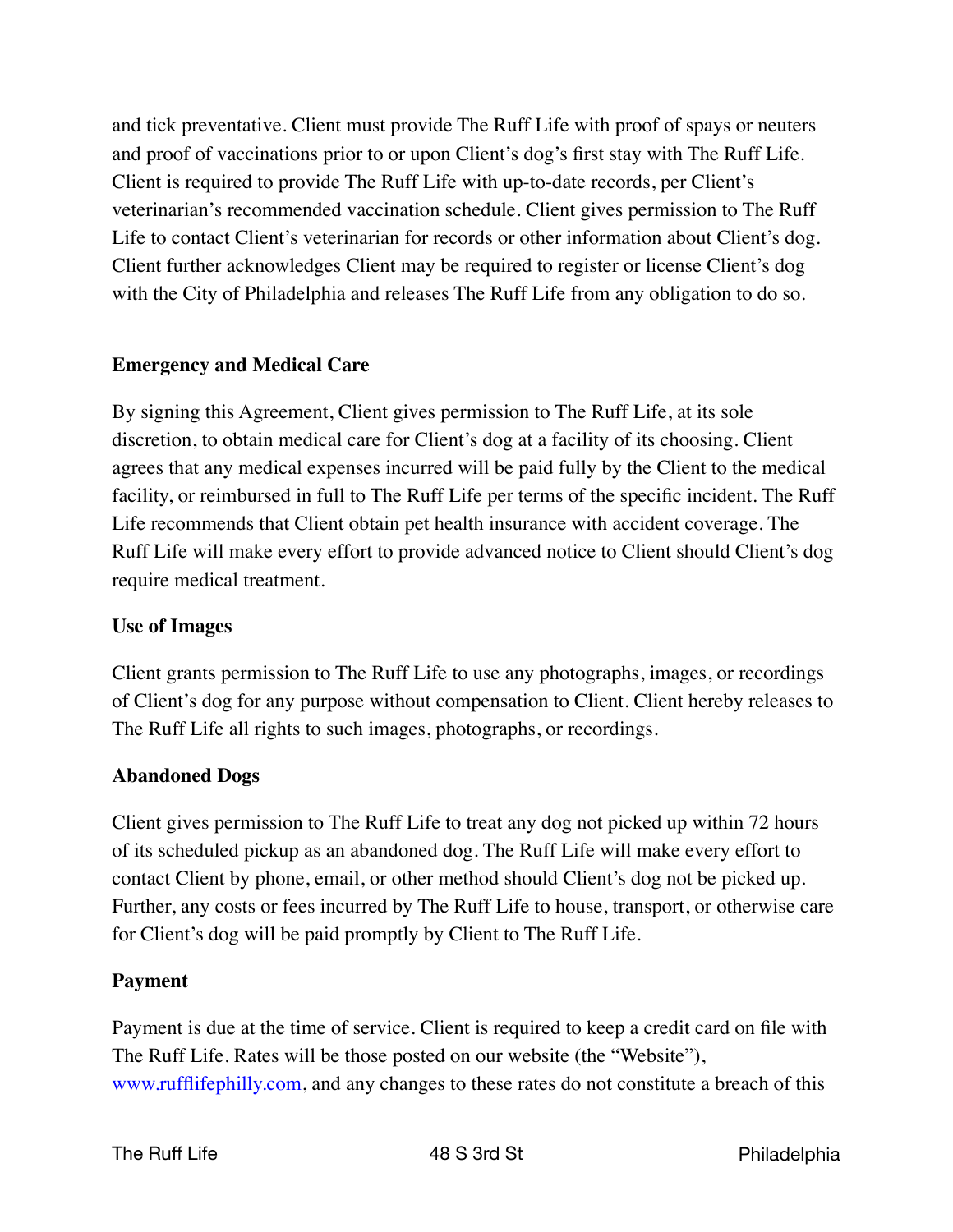and tick preventative. Client must provide The Ruff Life with proof of spays or neuters and proof of vaccinations prior to or upon Client's dog's first stay with The Ruff Life. Client is required to provide The Ruff Life with up-to-date records, per Client's veterinarian's recommended vaccination schedule. Client gives permission to The Ruff Life to contact Client's veterinarian for records or other information about Client's dog. Client further acknowledges Client may be required to register or license Client's dog with the City of Philadelphia and releases The Ruff Life from any obligation to do so.

**Emergency and Medical Care**

By signing this Agreement, Client gives permission to The Ruff Life, at its sole discretion, to obtain medical care for Client's dog at a facility of its choosing. Client agrees that any medical expenses incurred will be paid fully by the Client to the medical facility, or reimbursed in full to The Ruff Life per terms of the specific incident. The Ruff Life recommends that Client obtain pet health insurance with accident coverage. The Ruff Life will make every effort to provide advanced notice to Client should Client's dog require medical treatment.

**Use of Images**

Client grants permission to The Ruff Life to use any photographs, images, or recordings of Client's dog for any purpose without compensation to Client. Client hereby releases to The Ruff Life all rights to such images, photographs, or recordings.

**Abandoned Dogs**

Client gives permission to The Ruff Life to treat any dog not picked up within 72 hours of its scheduled pickup as an abandoned dog. The Ruff Life will make every effort to contact Client by phone, email, or other method should Client's dog not be picked up. Further, any costs or fees incurred by The Ruff Life to house, transport, or otherwise care for Client's dog will be paid promptly by Client to The Ruff Life.

**Payment**

Payment is due at the time of service. Client is required to keep a credit card on file with The Ruff Life. Rates will be those posted on our website (the "Website"), www.rufflifephilly.com, and any changes to these rates do not constitute a breach of this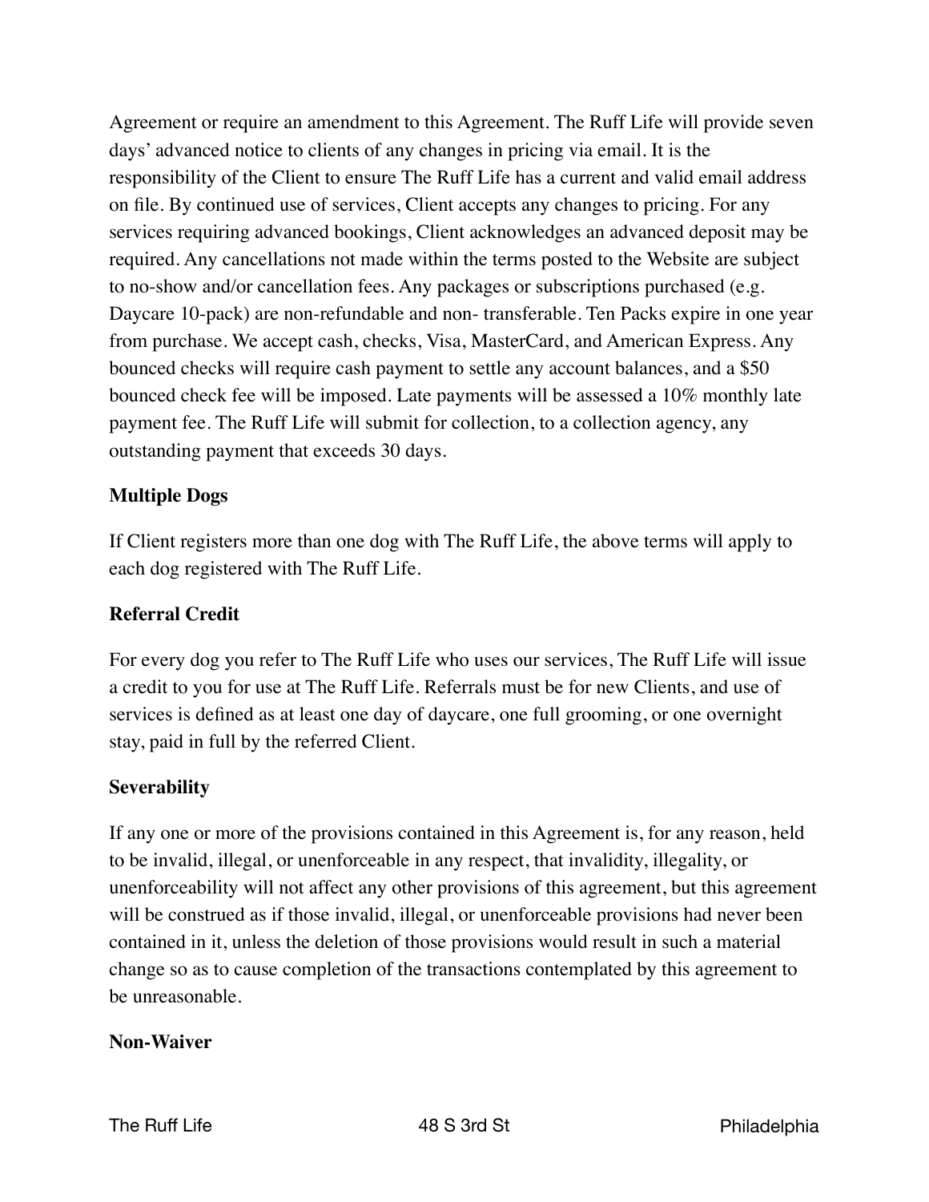Agreement or require an amendment to this Agreement. The Ruff Life will provide seven days' advanced notice to clients of any changes in pricing via email. It is the responsibility of the Client to ensure The Ruff Life has a current and valid email address on file. By continued use of services, Client accepts any changes to pricing. For any services requiring advanced bookings, Client acknowledges an advanced deposit may be required. Any cancellations not made within the terms posted to the Website are subject to no-show and/or cancellation fees. Any packages or subscriptions purchased (e.g. Daycare 10-pack) are non-refundable and non- transferable. Ten Packs expire in one year from purchase. We accept cash, checks, Visa, MasterCard, and American Express. Any bounced checks will require cash payment to settle any account balances, and a $50 bounced check fee will be imposed. Late payments will be assessed a 10% monthly late payment fee. The Ruff Life will submit for collection, to a collection agency, any outstanding payment that exceeds 30 days.

**Multiple Dogs**

If Client registers more than one dog with The Ruff Life, the above terms will apply to each dog registered with The Ruff Life.

**Referral Credit**

For every dog you refer to The Ruff Life who uses our services, The Ruff Life will issue a credit to you for use at The Ruff Life. Referrals must be for new Clients, and use of services is defined as at least one day of daycare, one full grooming, or one overnight stay, paid in full by the referred Client.

**Severability**

If any one or more of the provisions contained in this Agreement is, for any reason, held to be invalid, illegal, or unenforceable in any respect, that invalidity, illegality, or unenforceability will not affect any other provisions of this agreement, but this agreement will be construed as if those invalid, illegal, or unenforceable provisions had never been contained in it, unless the deletion of those provisions would result in such a material change so as to cause completion of the transactions contemplated by this agreement to be unreasonable.

**Non-Waiver**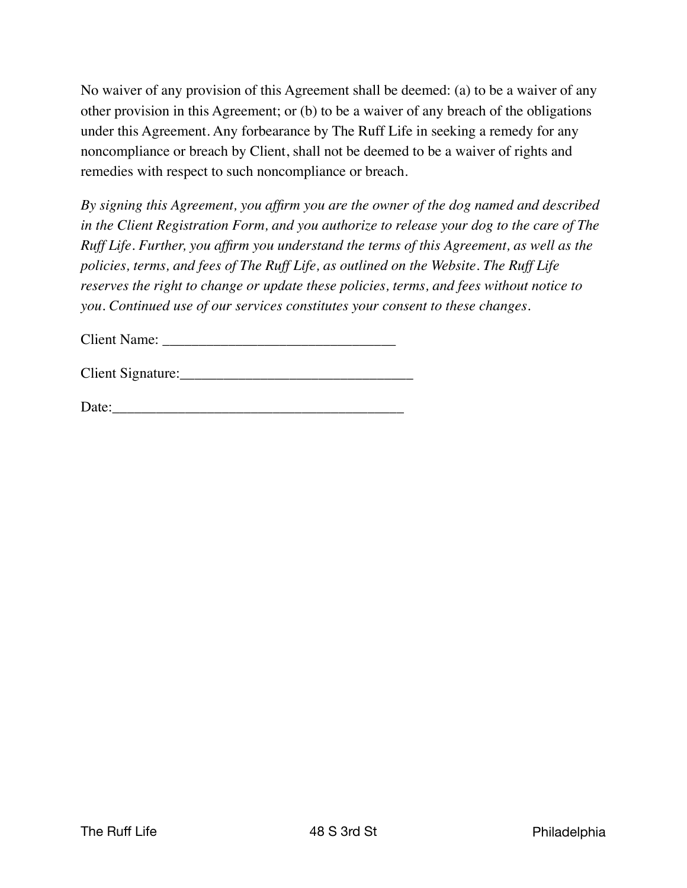No waiver of any provision of this Agreement shall be deemed: (a) to be a waiver of any other provision in this Agreement; or (b) to be a waiver of any breach of the obligations under this Agreement. Any forbearance by The Ruff Life in seeking a remedy for any noncompliance or breach by Client, shall not be deemed to be a waiver of rights and remedies with respect to such noncompliance or breach.

*By signing this Agreement, you affirm you are the owner of the dog named and described in the Client Registration Form, and you authorize to release your dog to the care of The Ruff Life. Further, you affirm you understand the terms of this Agreement, as well as the policies, terms, and fees of The Ruff Life, as outlined on the Website. The Ruff Life reserves the right to change or update these policies, terms, and fees without notice to you. Continued use of our services constitutes your consent to these changes.*

Client Name: _______________________________

Client Signature:_______________________________

Date:_______________________________________